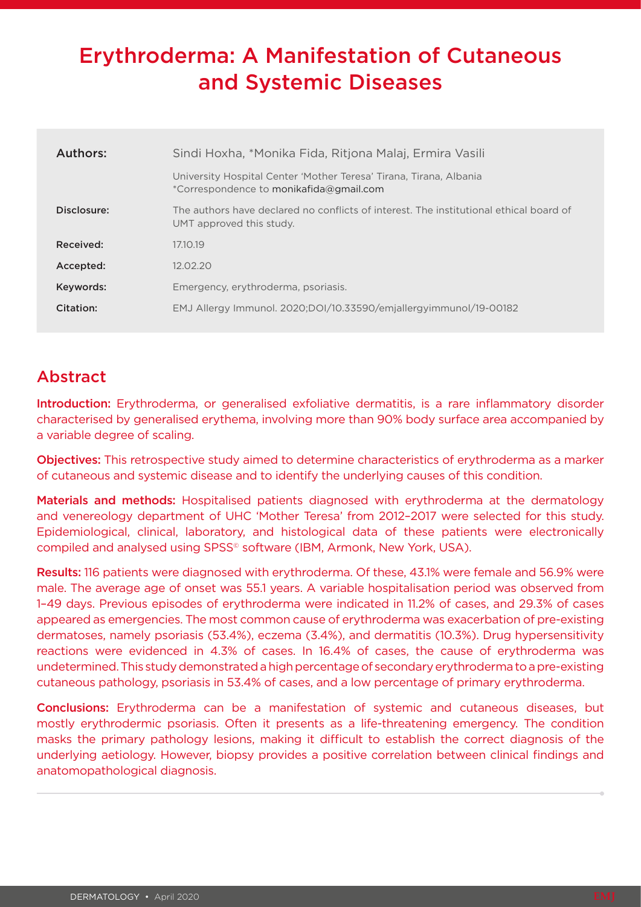# Erythroderma: A Manifestation of Cutaneous and Systemic Diseases

| | |
|---|---|
| **Authors:** | Sindi Hoxha, *Monika Fida, Ritjona Malaj, Ermira Vasili<br>University Hospital Center 'Mother Teresa' Tirana, Tirana, Albania<br>*Correspondence to monikafida@gmail.com |
| **Disclosure:** | The authors have declared no conflicts of interest. The institutional ethical board of UMT approved this study. |
| **Received:** | 17.10.19 |
| **Accepted:** | 12.02.20 |
| **Keywords:** | Emergency, erythroderma, psoriasis. |
| **Citation:** | EMJ Allergy Immunol. 2020;DOI/10.33590/emjallergyimmunol/19-00182 |

## Abstract

**Introduction:** Erythroderma, or generalised exfoliative dermatitis, is a rare inflammatory disorder characterised by generalised erythema, involving more than 90% body surface area accompanied by a variable degree of scaling.

**Objectives:** This retrospective study aimed to determine characteristics of erythroderma as a marker of cutaneous and systemic disease and to identify the underlying causes of this condition.

**Materials and methods:** Hospitalised patients diagnosed with erythroderma at the dermatology and venereology department of UHC 'Mother Teresa' from 2012–2017 were selected for this study. Epidemiological, clinical, laboratory, and histological data of these patients were electronically compiled and analysed using SPSS© software (IBM, Armonk, New York, USA).

**Results:** 116 patients were diagnosed with erythroderma. Of these, 43.1% were female and 56.9% were male. The average age of onset was 55.1 years. A variable hospitalisation period was observed from 1–49 days. Previous episodes of erythroderma were indicated in 11.2% of cases, and 29.3% of cases appeared as emergencies. The most common cause of erythroderma was exacerbation of pre-existing dermatoses, namely psoriasis (53.4%), eczema (3.4%), and dermatitis (10.3%). Drug hypersensitivity reactions were evidenced in 4.3% of cases. In 16.4% of cases, the cause of erythroderma was undetermined. This study demonstrated a high percentage of secondary erythroderma to a pre-existing cutaneous pathology, psoriasis in 53.4% of cases, and a low percentage of primary erythroderma.

**Conclusions:** Erythroderma can be a manifestation of systemic and cutaneous diseases, but mostly erythrodermic psoriasis. Often it presents as a life-threatening emergency. The condition masks the primary pathology lesions, making it difficult to establish the correct diagnosis of the underlying aetiology. However, biopsy provides a positive correlation between clinical findings and anatomopathological diagnosis.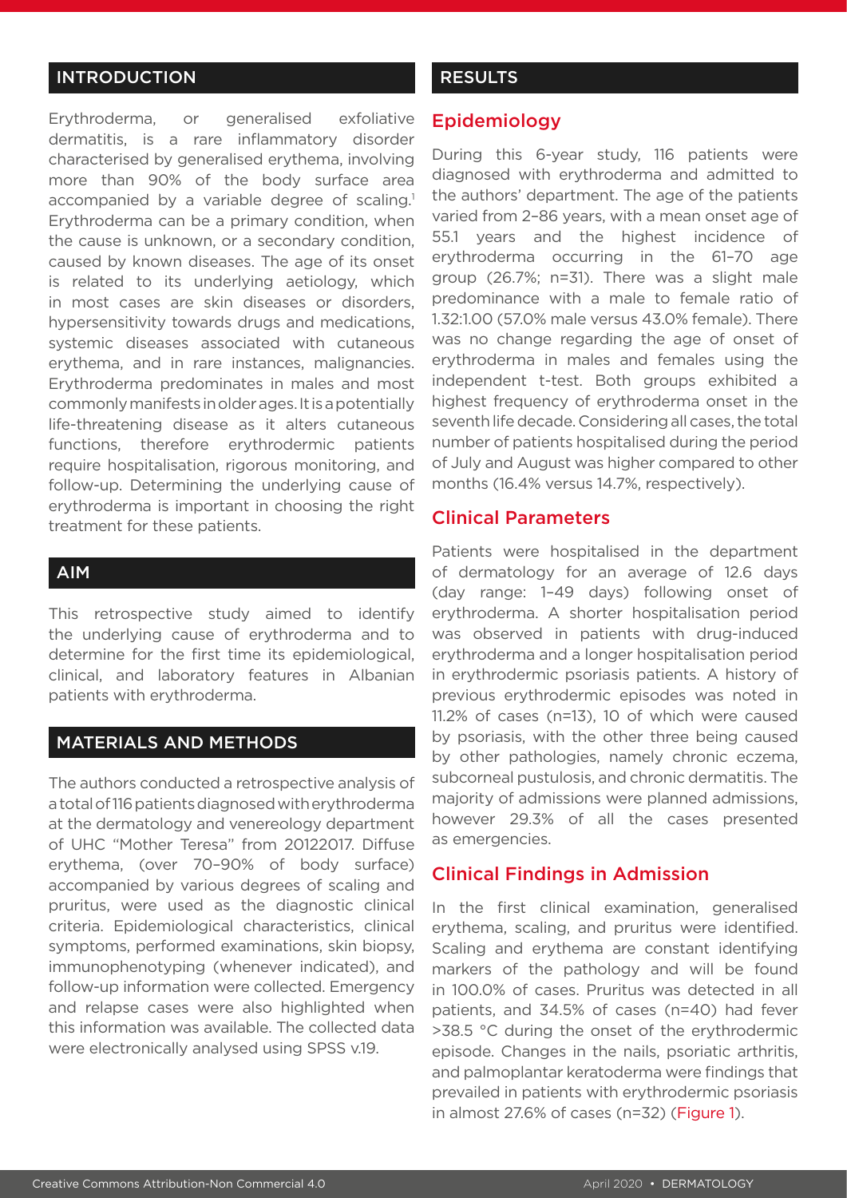## INTRODUCTION

Erythroderma, or generalised exfoliative dermatitis, is a rare inflammatory disorder characterised by generalised erythema, involving more than 90% of the body surface area accompanied by a variable degree of scaling.[1] Erythroderma can be a primary condition, when the cause is unknown, or a secondary condition, caused by known diseases. The age of its onset is related to its underlying aetiology, which in most cases are skin diseases or disorders, hypersensitivity towards drugs and medications, systemic diseases associated with cutaneous erythema, and in rare instances, malignancies. Erythroderma predominates in males and most commonly manifests in older ages. It is a potentially life-threatening disease as it alters cutaneous functions, therefore erythrodermic patients require hospitalisation, rigorous monitoring, and follow-up. Determining the underlying cause of erythroderma is important in choosing the right treatment for these patients.

## AIM

This retrospective study aimed to identify the underlying cause of erythroderma and to determine for the first time its epidemiological, clinical, and laboratory features in Albanian patients with erythroderma.

## MATERIALS AND METHODS

The authors conducted a retrospective analysis of a total of 116 patients diagnosed with erythroderma at the dermatology and venereology department of UHC "Mother Teresa" from 20122017. Diffuse erythema, (over 70–90% of body surface) accompanied by various degrees of scaling and pruritus, were used as the diagnostic clinical criteria. Epidemiological characteristics, clinical symptoms, performed examinations, skin biopsy, immunophenotyping (whenever indicated), and follow-up information were collected. Emergency and relapse cases were also highlighted when this information was available. The collected data were electronically analysed using SPSS v.19.

## RESULTS

### Epidemiology

During this 6-year study, 116 patients were diagnosed with erythroderma and admitted to the authors' department. The age of the patients varied from 2–86 years, with a mean onset age of 55.1 years and the highest incidence of erythroderma occurring in the 61–70 age group (26.7%; n=31). There was a slight male predominance with a male to female ratio of 1.32:1.00 (57.0% male versus 43.0% female). There was no change regarding the age of onset of erythroderma in males and females using the independent t-test. Both groups exhibited a highest frequency of erythroderma onset in the seventh life decade. Considering all cases, the total number of patients hospitalised during the period of July and August was higher compared to other months (16.4% versus 14.7%, respectively).

### Clinical Parameters

Patients were hospitalised in the department of dermatology for an average of 12.6 days (day range: 1–49 days) following onset of erythroderma. A shorter hospitalisation period was observed in patients with drug-induced erythroderma and a longer hospitalisation period in erythrodermic psoriasis patients. A history of previous erythrodermic episodes was noted in 11.2% of cases (n=13), 10 of which were caused by psoriasis, with the other three being caused by other pathologies, namely chronic eczema, subcorneal pustulosis, and chronic dermatitis. The majority of admissions were planned admissions, however 29.3% of all the cases presented as emergencies.

### Clinical Findings in Admission

In the first clinical examination, generalised erythema, scaling, and pruritus were identified. Scaling and erythema are constant identifying markers of the pathology and will be found in 100.0% of cases. Pruritus was detected in all patients, and 34.5% of cases (n=40) had fever >38.5 °C during the onset of the erythrodermic episode. Changes in the nails, psoriatic arthritis, and palmoplantar keratoderma were findings that prevailed in patients with erythrodermic psoriasis in almost 27.6% of cases (n=32) (Figure 1).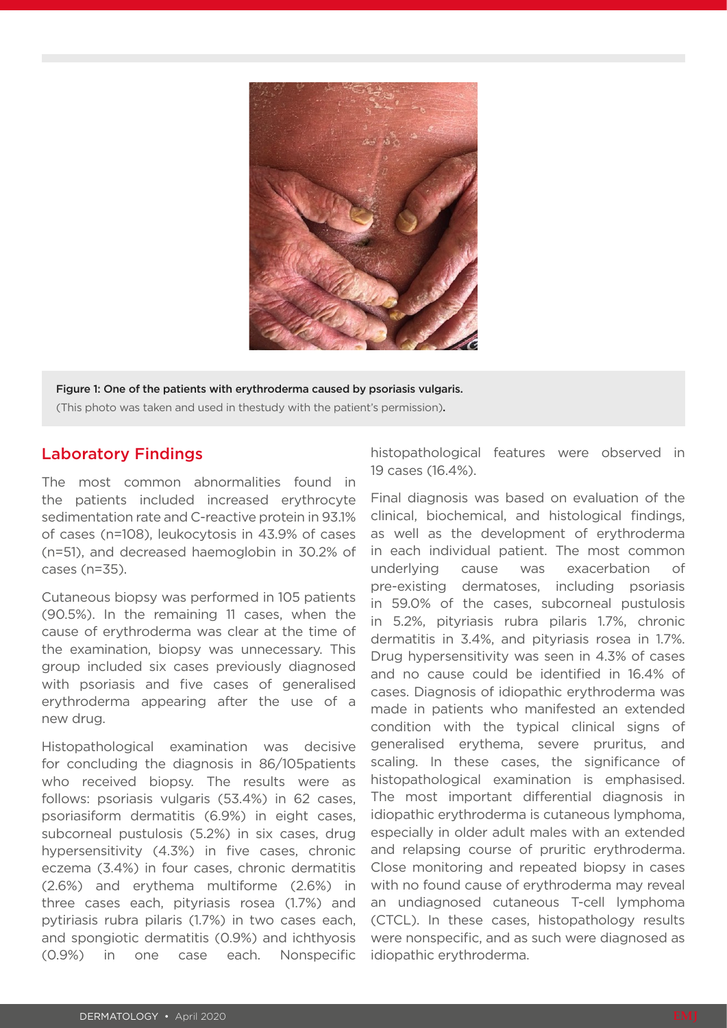Figure 1: One of the patients with erythroderma caused by psoriasis vulgaris.
(This photo was taken and used in thestudy with the patient's permission).

## Laboratory Findings

The most common abnormalities found in the patients included increased erythrocyte sedimentation rate and C-reactive protein in 93.1% of cases (n=108), leukocytosis in 43.9% of cases (n=51), and decreased haemoglobin in 30.2% of cases (n=35).

Cutaneous biopsy was performed in 105 patients (90.5%). In the remaining 11 cases, when the cause of erythroderma was clear at the time of the examination, biopsy was unnecessary. This group included six cases previously diagnosed with psoriasis and five cases of generalised erythroderma appearing after the use of a new drug.

Histopathological examination was decisive for concluding the diagnosis in 86/105patients who received biopsy. The results were as follows: psoriasis vulgaris (53.4%) in 62 cases, psoriasiform dermatitis (6.9%) in eight cases, subcorneal pustulosis (5.2%) in six cases, drug hypersensitivity (4.3%) in five cases, chronic eczema (3.4%) in four cases, chronic dermatitis (2.6%) and erythema multiforme (2.6%) in three cases each, pityriasis rosea (1.7%) and pytiriasis rubra pilaris (1.7%) in two cases each, and spongiotic dermatitis (0.9%) and ichthyosis (0.9%) in one case each. Nonspecific histopathological features were observed in 19 cases (16.4%).

Final diagnosis was based on evaluation of the clinical, biochemical, and histological findings, as well as the development of erythroderma in each individual patient. The most common underlying cause was exacerbation of pre-existing dermatoses, including psoriasis in 59.0% of the cases, subcorneal pustulosis in 5.2%, pityriasis rubra pilaris 1.7%, chronic dermatitis in 3.4%, and pityriasis rosea in 1.7%. Drug hypersensitivity was seen in 4.3% of cases and no cause could be identified in 16.4% of cases. Diagnosis of idiopathic erythroderma was made in patients who manifested an extended condition with the typical clinical signs of generalised erythema, severe pruritus, and scaling. In these cases, the significance of histopathological examination is emphasised. The most important differential diagnosis in idiopathic erythroderma is cutaneous lymphoma, especially in older adult males with an extended and relapsing course of pruritic erythroderma. Close monitoring and repeated biopsy in cases with no found cause of erythroderma may reveal an undiagnosed cutaneous T-cell lymphoma (CTCL). In these cases, histopathology results were nonspecific, and as such were diagnosed as idiopathic erythroderma.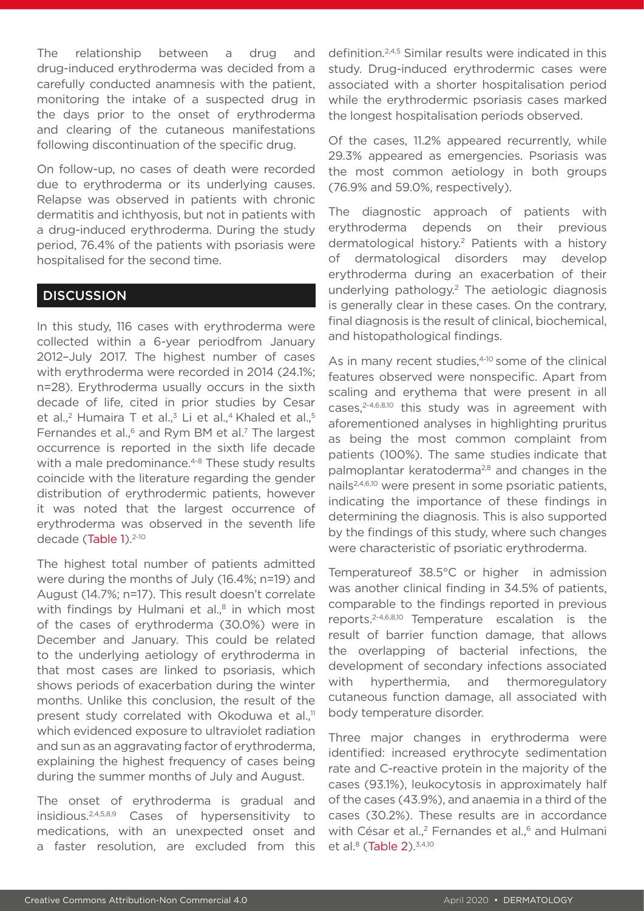The relationship between a drug and drug-induced erythroderma was decided from a carefully conducted anamnesis with the patient, monitoring the intake of a suspected drug in the days prior to the onset of erythroderma and clearing of the cutaneous manifestations following discontinuation of the specific drug.

On follow-up, no cases of death were recorded due to erythroderma or its underlying causes. Relapse was observed in patients with chronic dermatitis and ichthyosis, but not in patients with a drug-induced erythroderma. During the study period, 76.4% of the patients with psoriasis were hospitalised for the second time.

## DISCUSSION

In this study, 116 cases with erythroderma were collected within a 6-year periodfrom January 2012–July 2017. The highest number of cases with erythroderma were recorded in 2014 (24.1%; n=28). Erythroderma usually occurs in the sixth decade of life, cited in prior studies by Cesar et al.,[2] Humaira T et al.,[3] Li et al.,[4] Khaled et al.,[5] Fernandes et al.,[6] and Rym BM et al.[7] The largest occurrence is reported in the sixth life decade with a male predominance.[4-8] These study results coincide with the literature regarding the gender distribution of erythrodermic patients, however it was noted that the largest occurrence of erythroderma was observed in the seventh life decade (Table 1).[2-10]

The highest total number of patients admitted were during the months of July (16.4%; n=19) and August (14.7%; n=17). This result doesn't correlate with findings by Hulmani et al.,[8] in which most of the cases of erythroderma (30.0%) were in December and January. This could be related to the underlying aetiology of erythroderma in that most cases are linked to psoriasis, which shows periods of exacerbation during the winter months. Unlike this conclusion, the result of the present study correlated with Okoduwa et al.,[11] which evidenced exposure to ultraviolet radiation and sun as an aggravating factor of erythroderma, explaining the highest frequency of cases being during the summer months of July and August.

The onset of erythroderma is gradual and insidious.[2,4,5,8,9] Cases of hypersensitivity to medications, with an unexpected onset and a faster resolution, are excluded from this definition.[2,4,5] Similar results were indicated in this study. Drug-induced erythrodermic cases were associated with a shorter hospitalisation period while the erythrodermic psoriasis cases marked the longest hospitalisation periods observed.

Of the cases, 11.2% appeared recurrently, while 29.3% appeared as emergencies. Psoriasis was the most common aetiology in both groups (76.9% and 59.0%, respectively).

The diagnostic approach of patients with erythroderma depends on their previous dermatological history.[2] Patients with a history of dermatological disorders may develop erythroderma during an exacerbation of their underlying pathology.[2] The aetiologic diagnosis is generally clear in these cases. On the contrary, final diagnosis is the result of clinical, biochemical, and histopathological findings.

As in many recent studies,[4-10] some of the clinical features observed were nonspecific. Apart from scaling and erythema that were present in all cases,[2-4,6,8,10] this study was in agreement with aforementioned analyses in highlighting pruritus as being the most common complaint from patients (100%). The same studies indicate that palmoplantar keratoderma[2,8] and changes in the nails[2,4,6,10] were present in some psoriatic patients, indicating the importance of these findings in determining the diagnosis. This is also supported by the findings of this study, where such changes were characteristic of psoriatic erythroderma.

Temperatureof 38.5°C or higher in admission was another clinical finding in 34.5% of patients, comparable to the findings reported in previous reports.[2-4,6,8,10] Temperature escalation is the result of barrier function damage, that allows the overlapping of bacterial infections, the development of secondary infections associated with hyperthermia, and thermoregulatory cutaneous function damage, all associated with body temperature disorder.

Three major changes in erythroderma were identified: increased erythrocyte sedimentation rate and C-reactive protein in the majority of the cases (93.1%), leukocytosis in approximately half of the cases (43.9%), and anaemia in a third of the cases (30.2%). These results are in accordance with César et al.,[2] Fernandes et al.,[6] and Hulmani et al.[8] (Table 2).[3,4,10]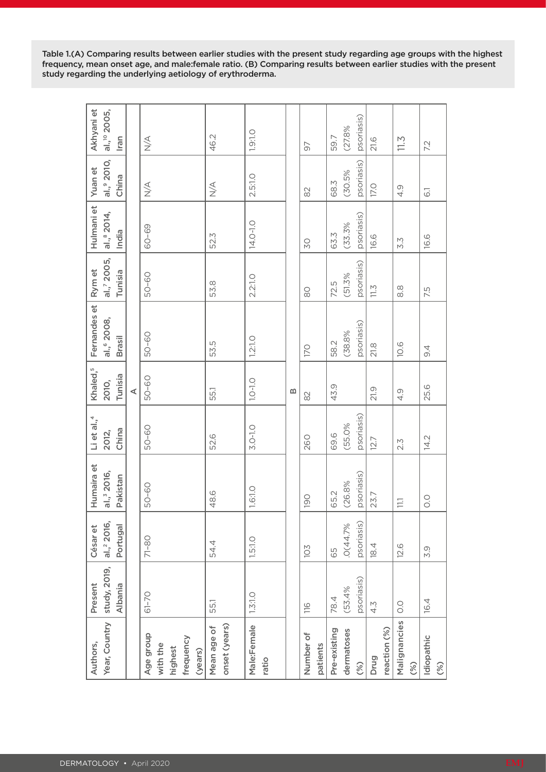Table 1.(A) Comparing results between earlier studies with the present study regarding age groups with the highest frequency, mean onset age, and male:female ratio. (B) Comparing results between earlier studies with the present study regarding the underlying aetiology of erythroderma.

| Authors, Year, Country | Present study, 2019, Albania | César et al.,[2] 2016, Portugal | Humaira et al.,[3] 2016, Pakistan | Li et al.,[4] 2012, China | Khaled,[5] 2010, Tunisia | Fernandes et al.,[6] 2008, Brasil | Rym et al.,[7] 2005, Tunisia | Hulmani et al.,[8] 2014, India | Yuan et al.,[9] 2010, China | Akhyani et al.,[10] 2005, Iran |
|---|---|---|---|---|---|---|---|---|---|---|
| **A** | | | | | | | | | | |
| Age group with the highest frequency (years) | 61–70 | 71–80 | 50–60 | 50–60 | 50–60 | 50–60 | 50–60 | 60–69 | N/A | N/A |
| Mean age of onset (years) | 55.1 | 54.4 | 48.6 | 52.6 | 55.1 | 53.5 | 53.8 | 52.3 | N/A | 46.2 |
| Male:Female ratio | 1.3:1.0 | 1.5:1.0 | 1.6:1.0 | 3.0-1.0 | 1.0-1.0 | 1.2:1.0 | 2.2:1.0 | 14.0-1.0 | 2.5:1.0 | 1.9:1.0 |
| **B** | | | | | | | | | | |
| Number of patients | 116 | 103 | 190 | 260 | 82 | 170 | 80 | 30 | 82 | 97 |
| Pre-existing dermatoses (%) | 78.4 (53.4% psoriasis) | 65 .0(44.7% psoriasis) | 65.2 (26.8% psoriasis) | 69.6 (55.0% psoriasis) | 43.9 | 58.2 (38.8% psoriasis) | 72.5 (51.3% psoriasis) | 63.3 (33.3% psoriasis) | 68.3 (30.5% psoriasis) | 59.7 (27.8% psoriasis) |
| Drug reaction (%) | 4.3 | 18.4 | 23.7 | 12.7 | 21.9 | 21.8 | 11.3 | 16.6 | 17.0 | 21.6 |
| Malignancies (%) | 0.0 | 12.6 | 11.1 | 2.3 | 4.9 | 10.6 | 8.8 | 3.3 | 4.9 | 11.3 |
| Idiopathic (%) | 16.4 | 3.9 | 0.0 | 14.2 | 25.6 | 9.4 | 7.5 | 16.6 | 6.1 | 7.2 |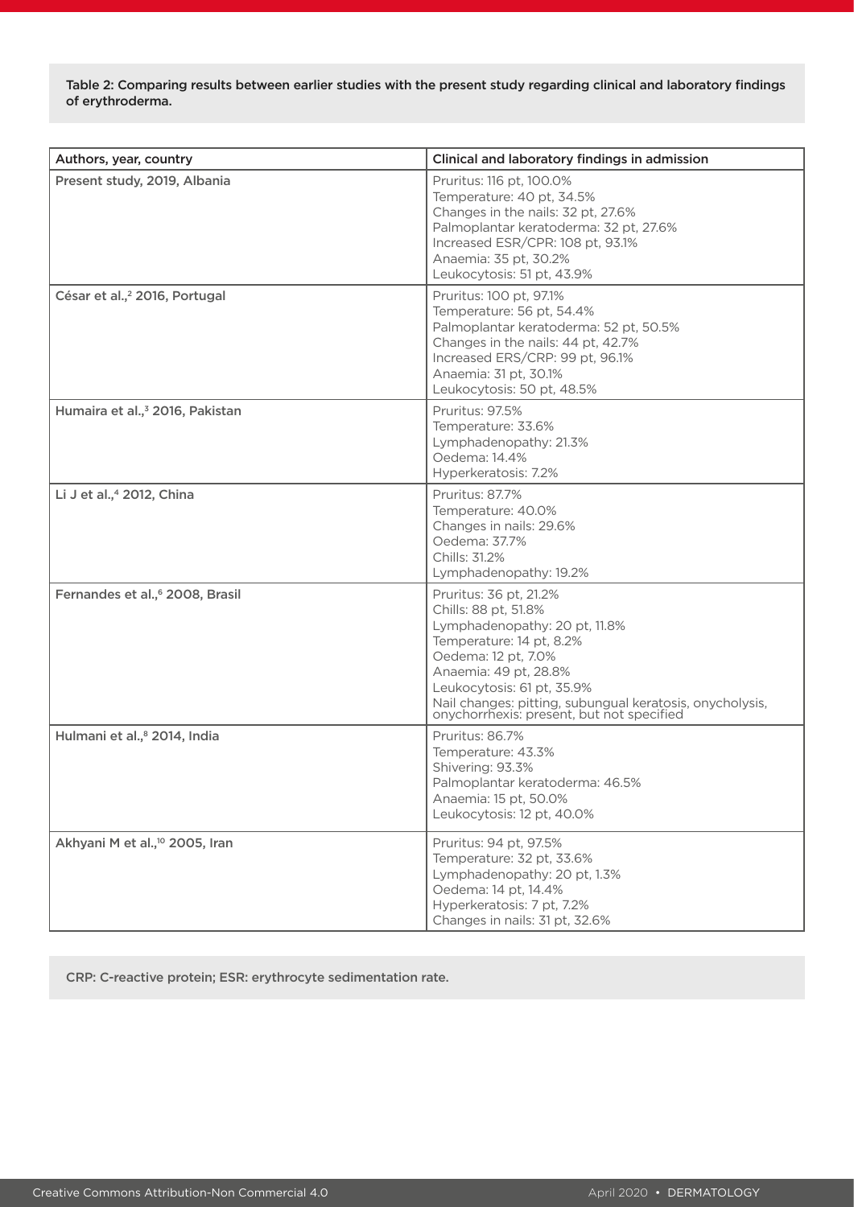Table 2: Comparing results between earlier studies with the present study regarding clinical and laboratory findings of erythroderma.

| Authors, year, country | Clinical and laboratory findings in admission |
|---|---|
| Present study, 2019, Albania | Pruritus: 116 pt, 100.0%<br>Temperature: 40 pt, 34.5%<br>Changes in the nails: 32 pt, 27.6%<br>Palmoplantar keratoderma: 32 pt, 27.6%<br>Increased ESR/CPR: 108 pt, 93.1%<br>Anaemia: 35 pt, 30.2%<br>Leukocytosis: 51 pt, 43.9% |
| César et al.,[2] 2016, Portugal | Pruritus: 100 pt, 97.1%<br>Temperature: 56 pt, 54.4%<br>Palmoplantar keratoderma: 52 pt, 50.5%<br>Changes in the nails: 44 pt, 42.7%<br>Increased ERS/CRP: 99 pt, 96.1%<br>Anaemia: 31 pt, 30.1%<br>Leukocytosis: 50 pt, 48.5% |
| Humaira et al.,[3] 2016, Pakistan | Pruritus: 97.5%<br>Temperature: 33.6%<br>Lymphadenopathy: 21.3%<br>Oedema: 14.4%<br>Hyperkeratosis: 7.2% |
| Li J et al.,[4] 2012, China | Pruritus: 87.7%<br>Temperature: 40.0%<br>Changes in nails: 29.6%<br>Oedema: 37.7%<br>Chills: 31.2%<br>Lymphadenopathy: 19.2% |
| Fernandes et al.,[6] 2008, Brasil | Pruritus: 36 pt, 21.2%<br>Chills: 88 pt, 51.8%<br>Lymphadenopathy: 20 pt, 11.8%<br>Temperature: 14 pt, 8.2%<br>Oedema: 12 pt, 7.0%<br>Anaemia: 49 pt, 28.8%<br>Leukocytosis: 61 pt, 35.9%<br>Nail changes: pitting, subungual keratosis, onycholysis, onychorrhexis: present, but not specified |
| Hulmani et al.,[8] 2014, India | Pruritus: 86.7%<br>Temperature: 43.3%<br>Shivering: 93.3%<br>Palmoplantar keratoderma: 46.5%<br>Anaemia: 15 pt, 50.0%<br>Leukocytosis: 12 pt, 40.0% |
| Akhyani M et al.,[10] 2005, Iran | Pruritus: 94 pt, 97.5%<br>Temperature: 32 pt, 33.6%<br>Lymphadenopathy: 20 pt, 1.3%<br>Oedema: 14 pt, 14.4%<br>Hyperkeratosis: 7 pt, 7.2%<br>Changes in nails: 31 pt, 32.6% |

CRP: C-reactive protein; ESR: erythrocyte sedimentation rate.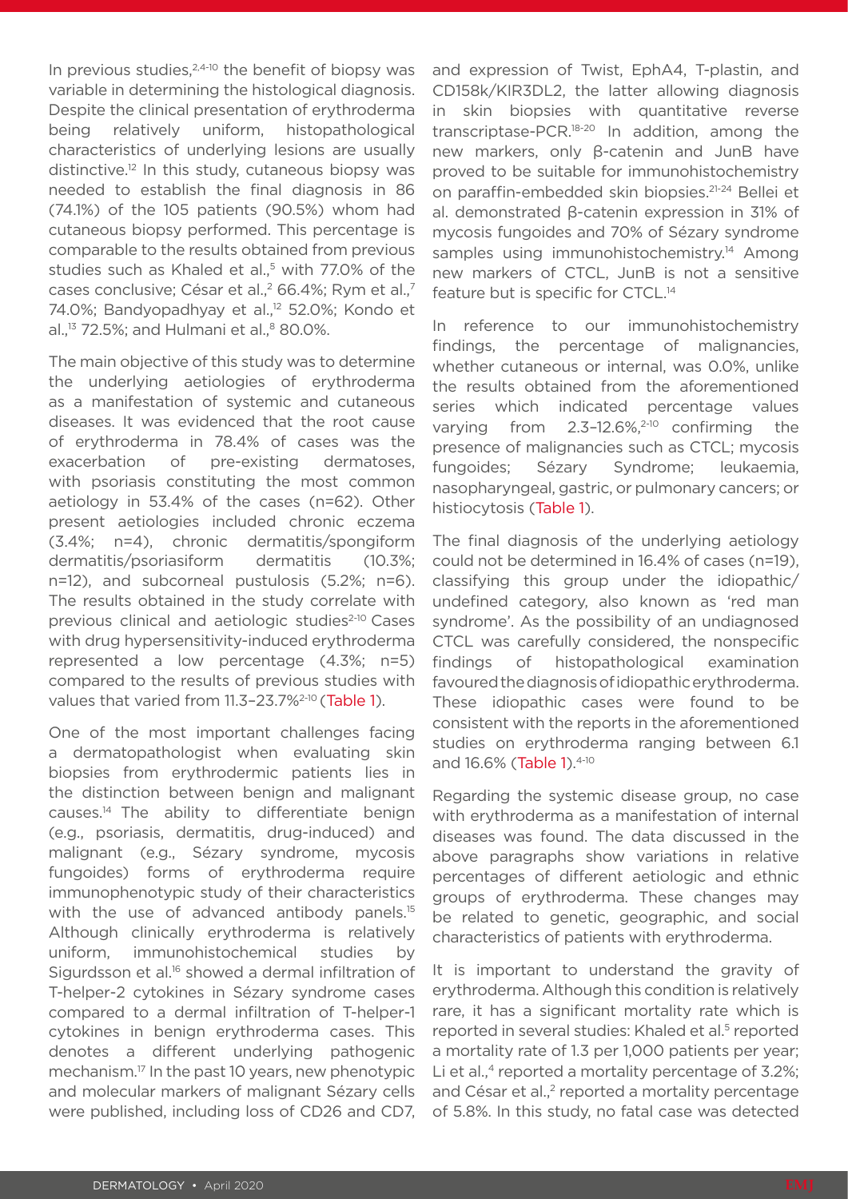In previous studies,[2,4-10] the benefit of biopsy was variable in determining the histological diagnosis. Despite the clinical presentation of erythroderma being relatively uniform, histopathological characteristics of underlying lesions are usually distinctive.[12] In this study, cutaneous biopsy was needed to establish the final diagnosis in 86 (74.1%) of the 105 patients (90.5%) whom had cutaneous biopsy performed. This percentage is comparable to the results obtained from previous studies such as Khaled et al.,[5] with 77.0% of the cases conclusive; César et al.,[2] 66.4%; Rym et al.,[7] 74.0%; Bandyopadhyay et al.,[12] 52.0%; Kondo et al.,[13] 72.5%; and Hulmani et al.,[8] 80.0%.

The main objective of this study was to determine the underlying aetiologies of erythroderma as a manifestation of systemic and cutaneous diseases. It was evidenced that the root cause of erythroderma in 78.4% of cases was the exacerbation of pre-existing dermatoses, with psoriasis constituting the most common aetiology in 53.4% of the cases (n=62). Other present aetiologies included chronic eczema (3.4%; n=4), chronic dermatitis/spongiform dermatitis/psoriasiform dermatitis (10.3%; n=12), and subcorneal pustulosis (5.2%; n=6). The results obtained in the study correlate with previous clinical and aetiologic studies[2-10] Cases with drug hypersensitivity-induced erythroderma represented a low percentage (4.3%; n=5) compared to the results of previous studies with values that varied from 11.3–23.7%[2-10] (Table 1).

One of the most important challenges facing a dermatopathologist when evaluating skin biopsies from erythrodermic patients lies in the distinction between benign and malignant causes.[14] The ability to differentiate benign (e.g., psoriasis, dermatitis, drug-induced) and malignant (e.g., Sézary syndrome, mycosis fungoides) forms of erythroderma require immunophenotypic study of their characteristics with the use of advanced antibody panels.[15] Although clinically erythroderma is relatively uniform, immunohistochemical studies by Sigurdsson et al.[16] showed a dermal infiltration of T-helper-2 cytokines in Sézary syndrome cases compared to a dermal infiltration of T-helper-1 cytokines in benign erythroderma cases. This denotes a different underlying pathogenic mechanism.[17] In the past 10 years, new phenotypic and molecular markers of malignant Sézary cells were published, including loss of CD26 and CD7, and expression of Twist, EphA4, T-plastin, and CD158k/KIR3DL2, the latter allowing diagnosis in skin biopsies with quantitative reverse transcriptase-PCR.[18-20] In addition, among the new markers, only β-catenin and JunB have proved to be suitable for immunohistochemistry on paraffin-embedded skin biopsies.[21-24] Bellei et al. demonstrated β-catenin expression in 31% of mycosis fungoides and 70% of Sézary syndrome samples using immunohistochemistry.[14] Among new markers of CTCL, JunB is not a sensitive feature but is specific for CTCL.[14]

In reference to our immunohistochemistry findings, the percentage of malignancies, whether cutaneous or internal, was 0.0%, unlike the results obtained from the aforementioned series which indicated percentage values varying from 2.3–12.6%,[2-10] confirming the presence of malignancies such as CTCL; mycosis fungoides; Sézary Syndrome; leukaemia, nasopharyngeal, gastric, or pulmonary cancers; or histiocytosis (Table 1).

The final diagnosis of the underlying aetiology could not be determined in 16.4% of cases (n=19), classifying this group under the idiopathic/undefined category, also known as 'red man syndrome'. As the possibility of an undiagnosed CTCL was carefully considered, the nonspecific findings of histopathological examination favoured the diagnosis of idiopathic erythroderma. These idiopathic cases were found to be consistent with the reports in the aforementioned studies on erythroderma ranging between 6.1 and 16.6% (Table 1).[4-10]

Regarding the systemic disease group, no case with erythroderma as a manifestation of internal diseases was found. The data discussed in the above paragraphs show variations in relative percentages of different aetiologic and ethnic groups of erythroderma. These changes may be related to genetic, geographic, and social characteristics of patients with erythroderma.

It is important to understand the gravity of erythroderma. Although this condition is relatively rare, it has a significant mortality rate which is reported in several studies: Khaled et al.[5] reported a mortality rate of 1.3 per 1,000 patients per year; Li et al.,[4] reported a mortality percentage of 3.2%; and César et al.,[2] reported a mortality percentage of 5.8%. In this study, no fatal case was detected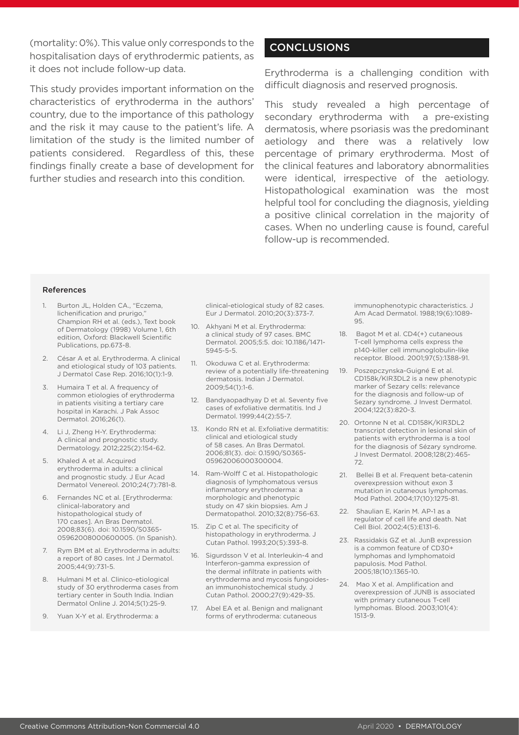(mortality: 0%). This value only corresponds to the hospitalisation days of erythrodermic patients, as it does not include follow-up data.

This study provides important information on the characteristics of erythroderma in the authors' country, due to the importance of this pathology and the risk it may cause to the patient's life. A limitation of the study is the limited number of patients considered. Regardless of this, these findings finally create a base of development for further studies and research into this condition.

## CONCLUSIONS

Erythroderma is a challenging condition with difficult diagnosis and reserved prognosis.

This study revealed a high percentage of secondary erythroderma with a pre-existing dermatosis, where psoriasis was the predominant aetiology and there was a relatively low percentage of primary erythroderma. Most of the clinical features and laboratory abnormalities were identical, irrespective of the aetiology. Histopathological examination was the most helpful tool for concluding the diagnosis, yielding a positive clinical correlation in the majority of cases. When no underling cause is found, careful follow-up is recommended.

### References

1. Burton JL, Holden CA., "Eczema, lichenification and prurigo," Champion RH et al. (eds.), Text book of Dermatology (1998) Volume 1, 6th edition, Oxford: Blackwell Scientific Publications, pp.673-8.
2. César A et al. Erythroderma. A clinical and etiological study of 103 patients. J Dermatol Case Rep. 2016;10(1):1-9.
3. Humaira T et al. A frequency of common etiologies of erythroderma in patients visiting a tertiary care hospital in Karachi. J Pak Assoc Dermatol. 2016;26(1).
4. Li J, Zheng H-Y. Erythroderma: A clinical and prognostic study. Dermatology. 2012;225(2):154-62.
5. Khaled A et al. Acquired erythroderma in adults: a clinical and prognostic study. J Eur Acad Dermatol Venereol. 2010;24(7):781-8.
6. Fernandes NC et al. [Erythroderma: clinical-laboratory and histopathological study of 170 cases]. An Bras Dermatol. 2008;83(6). doi: 10.1590/S0365-05962008000600005. (In Spanish).
7. Rym BM et al. Erythroderma in adults: a report of 80 cases. Int J Dermatol. 2005;44(9):731-5.
8. Hulmani M et al. Clinico-etiological study of 30 erythroderma cases from tertiary center in South India. Indian Dermatol Online J. 2014;5(1):25-9.
9. Yuan X-Y et al. Erythroderma: a clinical-etiological study of 82 cases. Eur J Dermatol. 2010;20(3):373-7.
10. Akhyani M et al. Erythroderma: a clinical study of 97 cases. BMC Dermatol. 2005;5:5. doi: 10.1186/1471-5945-5-5.
11. Okoduwa C et al. Erythroderma: review of a potentially life-threatening dermatosis. Indian J Dermatol. 2009;54(1):1-6.
12. Bandyaopadhyay D et al. Seventy five cases of exfoliative dermatitis. Ind J Dermatol. 1999;44(2):55-7.
13. Kondo RN et al. Exfoliative dermatitis: clinical and etiological study of 58 cases. An Bras Dermatol. 2006;81(3). doi: 0.1590/S0365-05962006000300004.
14. Ram-Wolff C et al. Histopathologic diagnosis of lymphomatous versus inflammatory erythroderma: a morphologic and phenotypic study on 47 skin biopsies. Am J Dermatopathol. 2010;32(8):756-63.
15. Zip C et al. The specificity of histopathology in erythroderma. J Cutan Pathol. 1993;20(5):393-8.
16. Sigurdsson V et al. Interleukin-4 and Interferon-gamma expression of the dermal infiltrate in patients with erythroderma and mycosis fungoides-an immunohistochemical study. J Cutan Pathol. 2000;27(9):429-35.
17. Abel EA et al. Benign and malignant forms of erythroderma: cutaneous immunophenotypic characteristics. J Am Acad Dermatol. 1988;19(6):1089-95.
18. Bagot M et al. CD4(+) cutaneous T-cell lymphoma cells express the p140-killer cell immunoglobulin-like receptor. Blood. 2001;97(5):1388-91.
19. Poszepczynska-Guigné E et al. CD158k/KIR3DL2 is a new phenotypic marker of Sezary cells: relevance for the diagnosis and follow-up of Sezary syndrome. J Invest Dermatol. 2004;122(3):820-3.
20. Ortonne N et al. CD158K/KIR3DL2 transcript detection in lesional skin of patients with erythroderma is a tool for the diagnosis of Sézary syndrome. J Invest Dermatol. 2008;128(2):465-72.
21. Bellei B et al. Frequent beta-catenin overexpression without exon 3 mutation in cutaneous lymphomas. Mod Pathol. 2004;17(10):1275-81.
22. Shaulian E, Karin M. AP-1 as a regulator of cell life and death. Nat Cell Biol. 2002;4(5):E131-6.
23. Rassidakis GZ et al. JunB expression is a common feature of CD30+ lymphomas and lymphomatoid papulosis. Mod Pathol. 2005;18(10):1365-10.
24. Mao X et al. Amplification and overexpression of JUNB is associated with primary cutaneous T-cell lymphomas. Blood. 2003;101(4):1513-9.